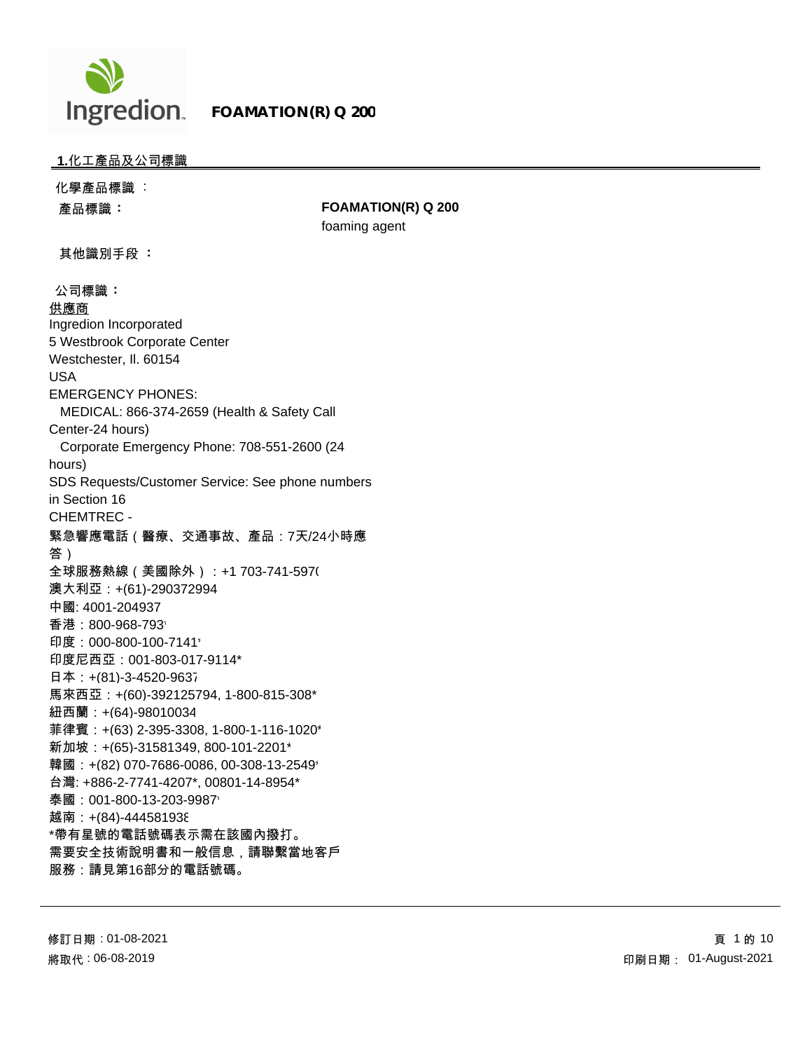**FOAMATION(R) Q 200**

## 1.化工產品及公司標識

化學產品標識 ：

**產品標識：** **FOAMATION(R) Q 200**
foaming agent

**其他識別手段 ：**

**公司標識：**

供應商
Ingredion Incorporated
5 Westbrook Corporate Center
Westchester, Il. 60154
USA
EMERGENCY PHONES:
MEDICAL: 866-374-2659 (Health & Safety Call Center-24 hours)
Corporate Emergency Phone: 708-551-2600 (24 hours)
SDS Requests/Customer Service: See phone numbers in Section 16
CHEMTREC -
緊急響應電話（醫療、交通事故、產品：7天/24小時應答）
全球服務熱線（美國除外）：+1 703-741-597(
澳大利亞：+(61)-290372994
中國: 4001-204937
香港：800-968-793
印度：000-800-100-7141
印度尼西亞：001-803-017-9114*
日本：+(81)-3-4520-9637
馬來西亞：+(60)-392125794, 1-800-815-308*
紐西蘭：+(64)-98010034
菲律賓：+(63) 2-395-3308, 1-800-1-116-1020*
新加坡：+(65)-31581349, 800-101-2201*
韓國：+(82) 070-7686-0086, 00-308-13-2549
台灣: +886-2-7741-4207*, 00801-14-8954*
泰國：001-800-13-203-9987
越南：+(84)-44458193
*帶有星號的電話號碼表示需在該國內撥打。
需要安全技術說明書和一般信息，請聯繫當地客戶服務：請見第16部分的電話號碼。

修訂日期 : 01-08-2021
將取代 : 06-08-2019
印刷日期： 01-August-2021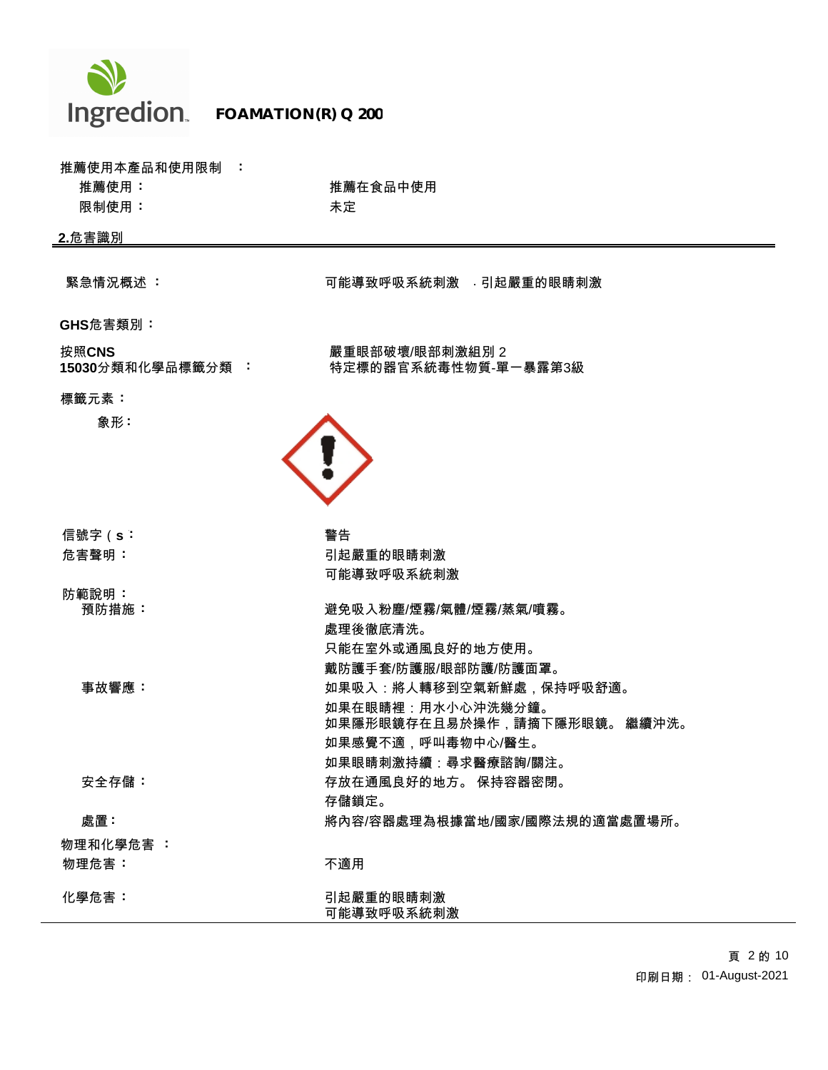推薦使用本產品和使用限制 ：

| | |
|---|---|
| 推薦使用： | 推薦在食品中使用 |
| 限制使用： | 未定 |

## 2.危害識別

| | |
|---|---|
| 緊急情況概述 ： | 可能導致呼吸系統刺激 ．引起嚴重的眼睛刺激 |

**GHS危害類別：**

| | |
|---|---|
| 按照CNS 15030分類和化學品標籤分類 ： | 嚴重眼部破壞/眼部刺激組別 2<br>特定標的器官系統毒性物質-單一暴露第3級 |

**標籤元素：**

象形：

| | |
|---|---|
| 信號字（s： | 警告 |
| 危害聲明： | 引起嚴重的眼睛刺激<br>可能導致呼吸系統刺激 |

防範說明：

| | |
|---|---|
| 預防措施： | 避免吸入粉塵/煙霧/氣體/煙霧/蒸氣/噴霧。<br>處理後徹底清洗。<br>只能在室外或通風良好的地方使用。<br>戴防護手套/防護服/眼部防護/防護面罩。 |
| 事故響應： | 如果吸入：將人轉移到空氣新鮮處，保持呼吸舒適。<br>如果在眼睛裡：用水小心沖洗幾分鐘。<br>如果隱形眼鏡存在且易於操作，請摘下隱形眼鏡。 繼續沖洗。<br>如果感覺不適，呼叫毒物中心/醫生。<br>如果眼睛刺激持續：尋求醫療諮詢/關注。 |
| 安全存儲： | 存放在通風良好的地方。 保持容器密閉。<br>存儲鎖定。 |
| 處置： | 將內容/容器處理為根據當地/國家/國際法規的適當處置場所。 |

物理和化學危害 ：

| | |
|---|---|
| 物理危害： | 不適用 |
| 化學危害： | 引起嚴重的眼睛刺激<br>可能導致呼吸系統刺激 |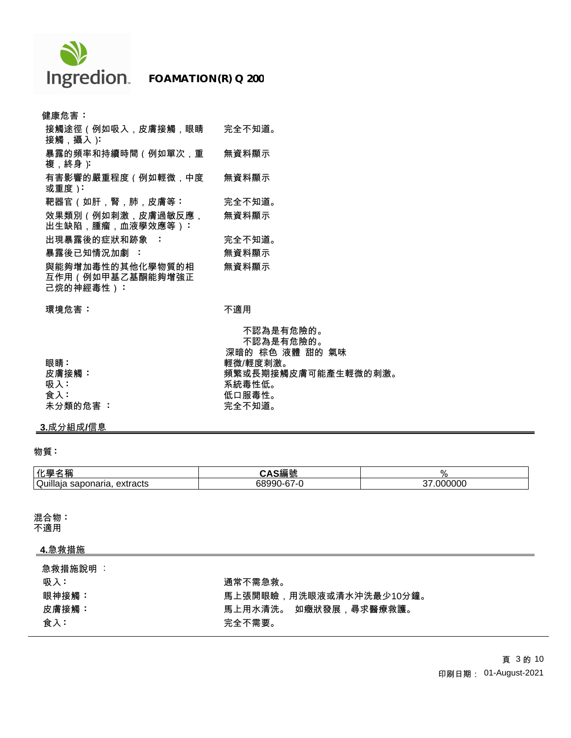**健康危害：**

| | |
|---|---|
| 接觸途徑（例如吸入，皮膚接觸，眼睛接觸，攝入）: | 完全不知道。 |
| 暴露的頻率和持續時間（例如單次，重複，終身）: | 無資料顯示 |
| 有害影響的嚴重程度（例如輕微，中度或重度）: | 無資料顯示 |
| 靶器官（如肝，腎，肺，皮膚等： | 完全不知道。 |
| 效果類別（例如刺激，皮膚過敏反應，出生缺陷，腫瘤，血液學效應等）： | 無資料顯示 |
| 出現暴露後的症狀和跡象　： | 完全不知道。 |
| 暴露後已知情況加劇　： | 無資料顯示 |
| 與能夠增加毒性的其他化學物質的相互作用（例如甲基乙基酮能夠增強正己烷的神經毒性）： | 無資料顯示 |

環境危害：　　不適用

不認為是有危險的。
不認為是有危險的。
深暗的 棕色 液體 甜的 氣味

| | |
|---|---|
| 眼睛： | 輕微/輕度刺激。 |
| 皮膚接觸： | 頻繁或長期接觸皮膚可能產生輕微的刺激。 |
| 吸入： | 系統毒性低。 |
| 食入： | 低口服毒性。 |
| 未分類的危害 ： | 完全不知道。 |

## 3.成分組成/信息

**物質：**

| 化學名稱 | CAS編號 | % |
|---|---|---|
| Quillaja saponaria, extracts | 68990-67-0 | 37.000000 |

**混合物：**
不適用

## 4.急救措施

急救措施說明 ：

| | |
|---|---|
| 吸入： | 通常不需急救。 |
| 眼神接觸： | 馬上張開眼瞼，用洗眼液或清水沖洗最少10分鐘。 |
| 皮膚接觸： | 馬上用水清洗。 如癥狀發展，尋求醫療救護。 |
| 食入： | 完全不需要。 |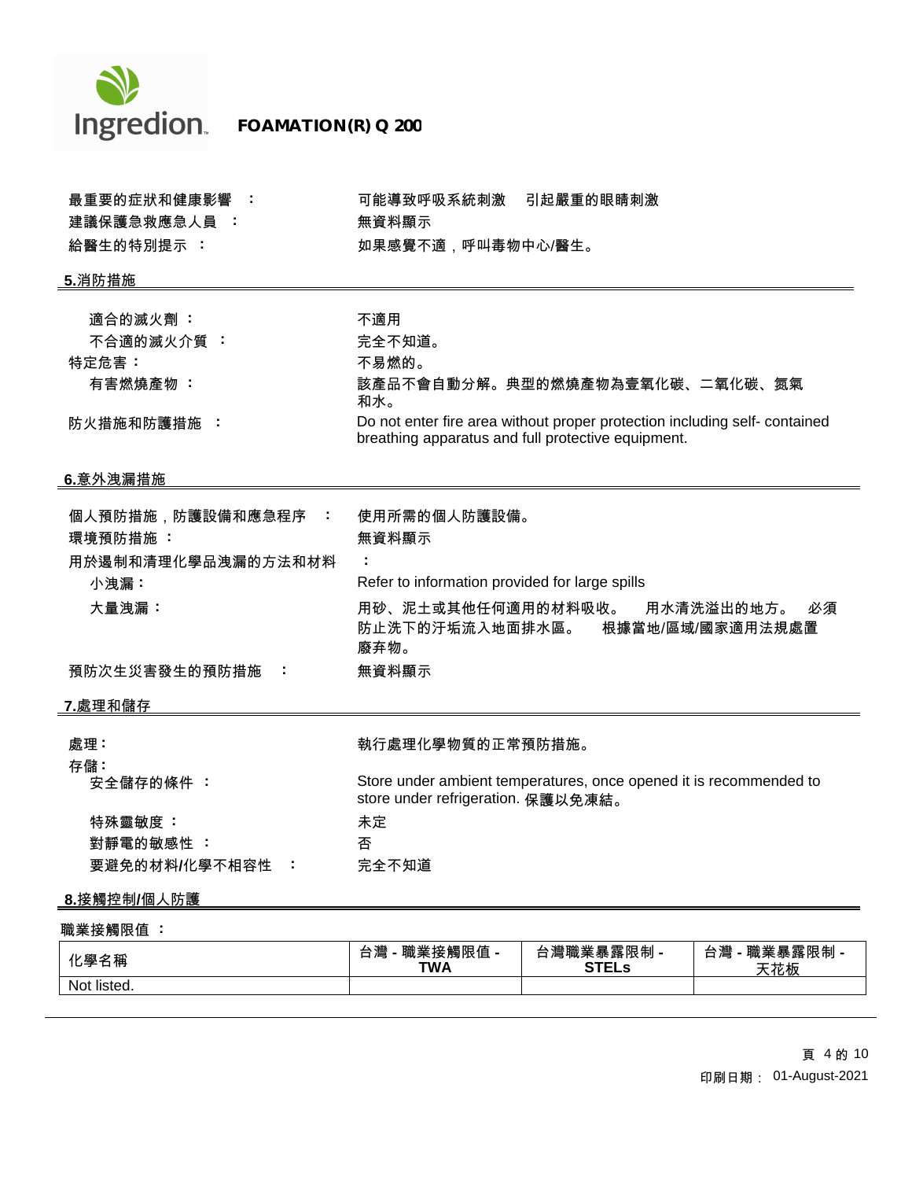最重要的症狀和健康影響 ： 可能導致呼吸系統刺激　引起嚴重的眼睛刺激

建議保護急救應急人員 ： 無資料顯示

給醫生的特別提示 ： 如果感覺不適，呼叫毒物中心/醫生。

## 5.消防措施

適合的滅火劑 ： 不適用

不合適的滅火介質 ： 完全不知道。

特定危害 ： 不易燃的。

有害燃燒產物 ： 該產品不會自動分解。典型的燃燒產物為壹氧化碳、二氧化碳、氮氣和水。

防火措施和防護措施 ： Do not enter fire area without proper protection including self- contained breathing apparatus and full protective equipment.

## 6.意外洩漏措施

個人預防措施，防護設備和應急程序 ： 使用所需的個人防護設備。

環境預防措施 ： 無資料顯示

用於遏制和清理化學品洩漏的方法和材料 ：

小洩漏 ： Refer to information provided for large spills

大量洩漏 ： 用砂、泥土或其他任何適用的材料吸收。　用水清洗溢出的地方。　必須防止洗下的汙垢流入地面排水區。　根據當地/區域/國家適用法規處置廢弃物。

預防次生災害發生的預防措施 ： 無資料顯示

## 7.處理和儲存

處理 ： 執行處理化學物質的正常預防措施。

存儲 ：

安全儲存的條件 ： Store under ambient temperatures, once opened it is recommended to store under refrigeration. 保護以免凍結。

特殊靈敏度 ： 未定

對靜電的敏感性 ： 否

要避免的材料/化學不相容性 ： 完全不知道

## 8.接觸控制/個人防護

職業接觸限值 ：

| 化學名稱 | 台灣 - 職業接觸限值 - TWA | 台灣職業暴露限制 - STELs | 台灣 - 職業暴露限制 - 天花板 |
|---|---|---|---|
| Not listed. | | | |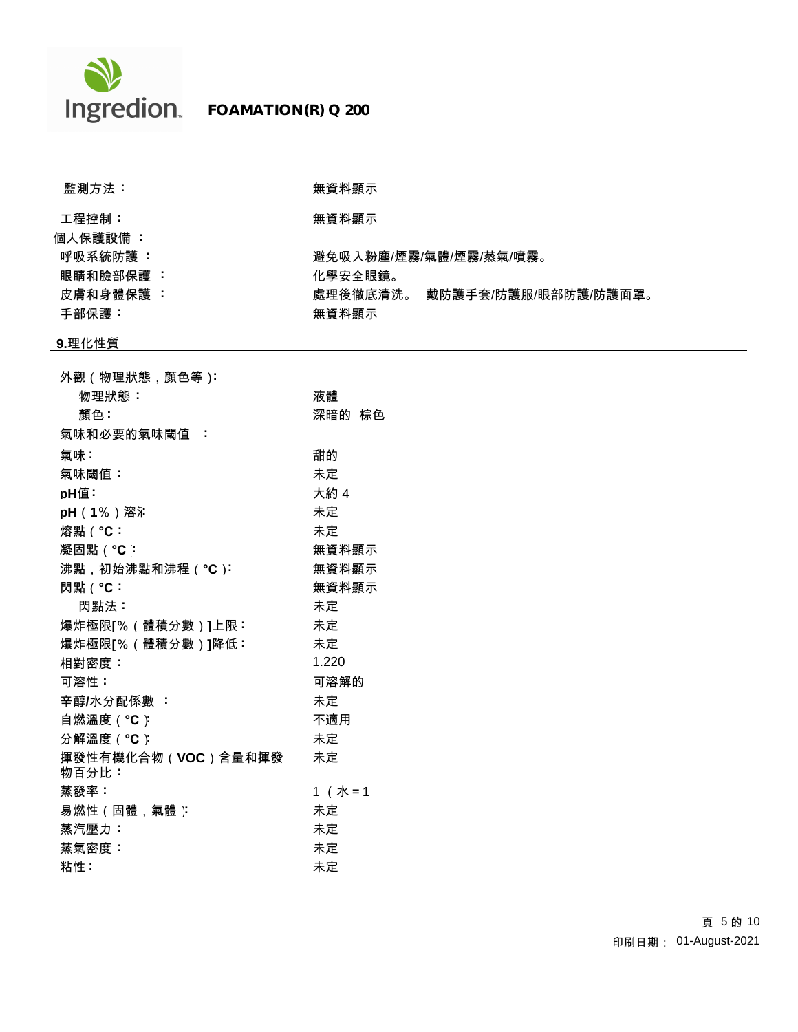| | |
|---|---|
| 監測方法： | 無資料顯示 |
| 工程控制： | 無資料顯示 |
| 個人保護設備 ： | |
| 呼吸系統防護 ： | 避免吸入粉塵/煙霧/氣體/煙霧/蒸氣/噴霧。 |
| 眼睛和臉部保護 ： | 化學安全眼鏡。 |
| 皮膚和身體保護 ： | 處理後徹底清洗。 戴防護手套/防護服/眼部防護/防護面罩。 |
| 手部保護： | 無資料顯示 |

## 9.理化性質

| | |
|---|---|
| 外觀（物理狀態，顏色等）: | |
| 物理狀態： | 液體 |
| 顏色： | 深暗的 棕色 |
| 氣味和必要的氣味閾值 ： | |
| 氣味： | 甜的 |
| 氣味閾值： | 未定 |
| pH值: | 大約 4 |
| pH（1%）溶液: | 未定 |
| 熔點（°C： | 未定 |
| 凝固點（°C： | 無資料顯示 |
| 沸點，初始沸點和沸程（°C）: | 無資料顯示 |
| 閃點（°C： | 無資料顯示 |
| 閃點法： | 未定 |
| 爆炸極限[%（體積分數）]上限： | 未定 |
| 爆炸極限[%（體積分數）]降低： | 未定 |
| 相對密度： | 1.220 |
| 可溶性： | 可溶解的 |
| 辛醇/水分配係數 ： | 未定 |
| 自燃溫度（°C）: | 不適用 |
| 分解溫度（°C）: | 未定 |
| 揮發性有機化合物（VOC）含量和揮發物百分比： | 未定 |
| 蒸發率： | 1 （水 = 1 |
| 易燃性（固體，氣體）: | 未定 |
| 蒸汽壓力： | 未定 |
| 蒸氣密度： | 未定 |
| 粘性： | 未定 |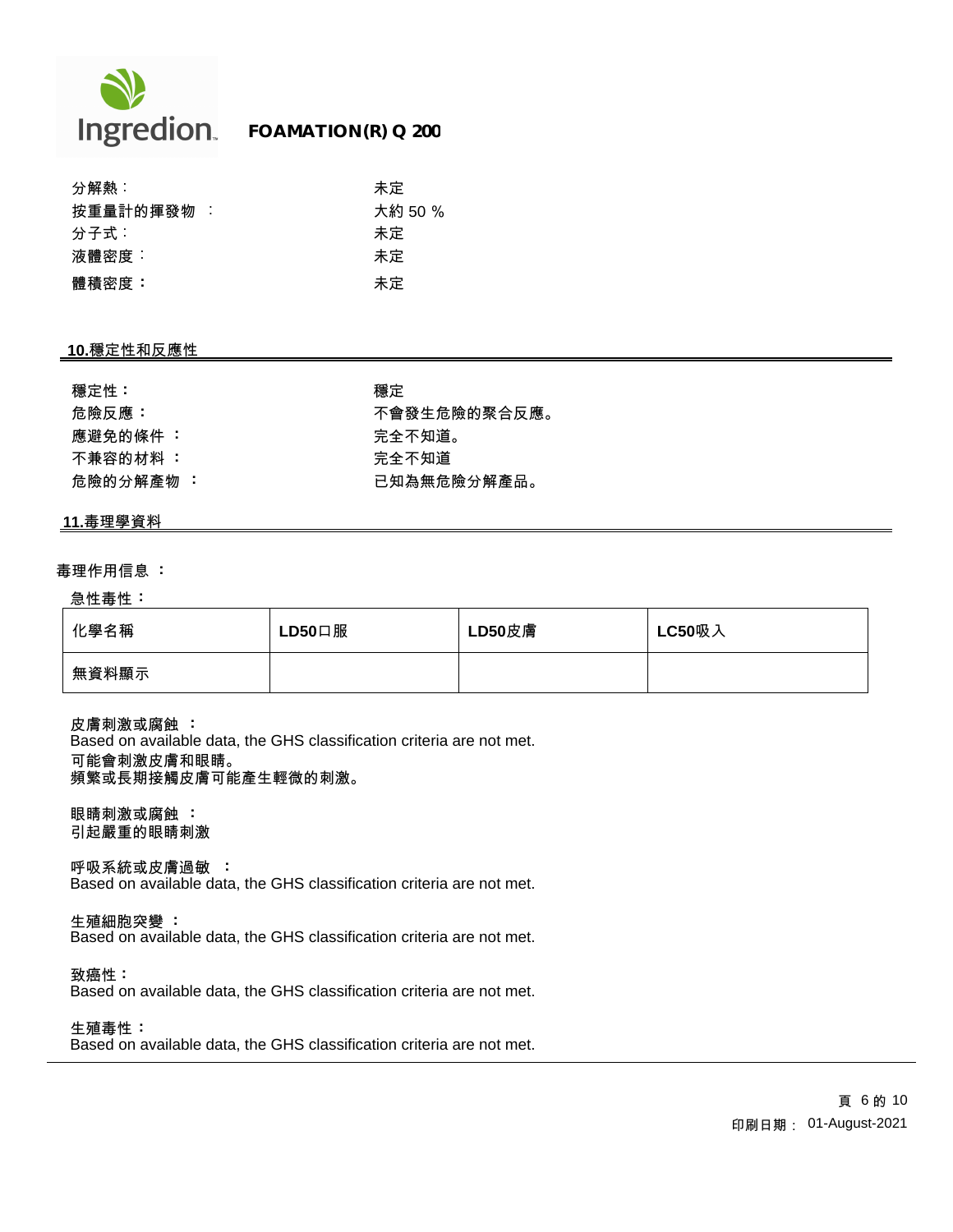| | |
|---|---|
| 分解熱: | 未定 |
| 按重量計的揮發物 : | 大約 50 % |
| 分子式: | 未定 |
| 液體密度: | 未定 |
| 體積密度： | 未定 |

## 10.穩定性和反應性

| | |
|---|---|
| 穩定性： | 穩定 |
| 危險反應： | 不會發生危險的聚合反應。 |
| 應避免的條件 ： | 完全不知道。 |
| 不兼容的材料 ： | 完全不知道 |
| 危險的分解產物 ： | 已知為無危險分解產品。 |

## 11.毒理學資料

毒理作用信息 ：

急性毒性：

| 化學名稱 | LD50口服 | LD50皮膚 | LC50吸入 |
|---|---|---|---|
| 無資料顯示 | | | |

皮膚刺激或腐蝕 ：
Based on available data, the GHS classification criteria are not met.
可能會刺激皮膚和眼睛。
頻繁或長期接觸皮膚可能產生輕微的刺激。

眼睛刺激或腐蝕 ：
引起嚴重的眼睛刺激

呼吸系統或皮膚過敏 ：
Based on available data, the GHS classification criteria are not met.

生殖細胞突變 ：
Based on available data, the GHS classification criteria are not met.

致癌性：
Based on available data, the GHS classification criteria are not met.

生殖毒性：
Based on available data, the GHS classification criteria are not met.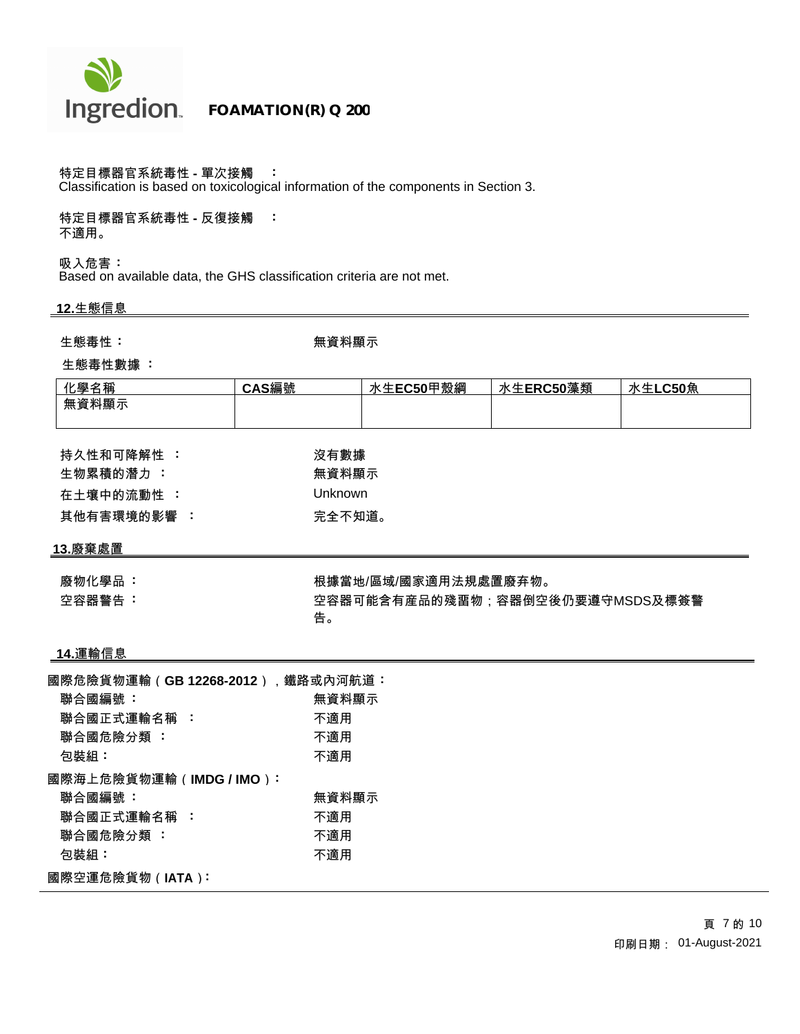特定目標器官系統毒性 - 單次接觸 ：
Classification is based on toxicological information of the components in Section 3.

特定目標器官系統毒性 - 反復接觸 ：
不適用。

吸入危害：
Based on available data, the GHS classification criteria are not met.

## 12.生態信息

生態毒性： 無資料顯示

生態毒性數據 ：

| 化學名稱 | CAS編號 | 水生EC50甲殼綱 | 水生ERC50藻類 | 水生LC50魚 |
|---|---|---|---|---|
| 無資料顯示 | | | | |

持久性和可降解性 ： 沒有數據

生物累積的潛力 ： 無資料顯示

在土壤中的流動性 ： Unknown

其他有害環境的影響 ： 完全不知道。

## 13.廢棄處置

廢物化學品： 根據當地/區域/國家適用法規處置廢弃物。

空容器警告： 空容器可能含有產品的殘留物；容器倒空後仍要遵守MSDS及標簽警告。

## 14.運輸信息

**國際危險貨物運輸（GB 12268-2012），鐵路或內河航道：**

聯合國編號： 無資料顯示

聯合國正式運輸名稱 ： 不適用

聯合國危險分類 ： 不適用

包裝組： 不適用

**國際海上危險貨物運輸（IMDG / IMO）：**

聯合國編號： 無資料顯示

聯合國正式運輸名稱 ： 不適用

聯合國危險分類 ： 不適用

包裝組： 不適用

**國際空運危險貨物（IATA）：**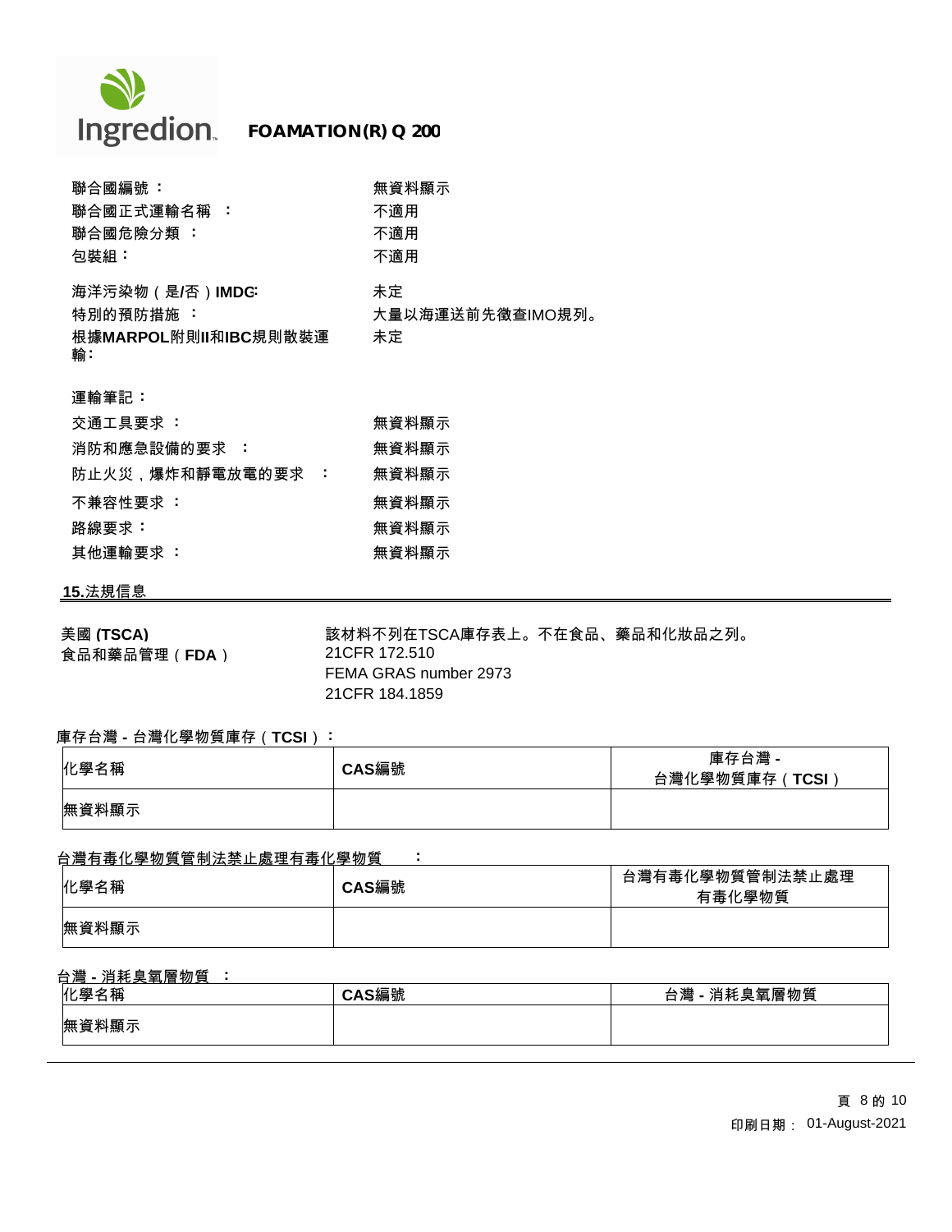聯合國編號 ： 無資料顯示

聯合國正式運輸名稱 ： 不適用

聯合國危險分類 ： 不適用

包裝組： 不適用

海洋污染物（是/否）IMDG: 未定

特別的預防措施 ： 大量以海運送前先徵查IMO規列。

根據MARPOL附則II和IBC規則散裝運輸: 未定

運輸筆記：

交通工具要求 ： 無資料顯示

消防和應急設備的要求 ： 無資料顯示

防止火災，爆炸和靜電放電的要求 ： 無資料顯示

不兼容性要求 ： 無資料顯示

路線要求： 無資料顯示

其他運輸要求 ： 無資料顯示

## 15.法規信息

**美國 (TSCA)** 該材料不列在TSCA庫存表上。不在食品、藥品和化妝品之列。

**食品和藥品管理（FDA）** 21CFR 172.510
FEMA GRAS number 2973
21CFR 184.1859

**庫存台灣 - 台灣化學物質庫存（TCSI）：**

| 化學名稱 | CAS編號 | 庫存台灣 - 台灣化學物質庫存（TCSI） |
|---|---|---|
| 無資料顯示 | | |

**台灣有毒化學物質管制法禁止處理有毒化學物質 ：**

| 化學名稱 | CAS編號 | 台灣有毒化學物質管制法禁止處理有毒化學物質 |
|---|---|---|
| 無資料顯示 | | |

**台灣 - 消耗臭氧層物質 ：**

| 化學名稱 | CAS編號 | 台灣 - 消耗臭氧層物質 |
|---|---|---|
| 無資料顯示 | | |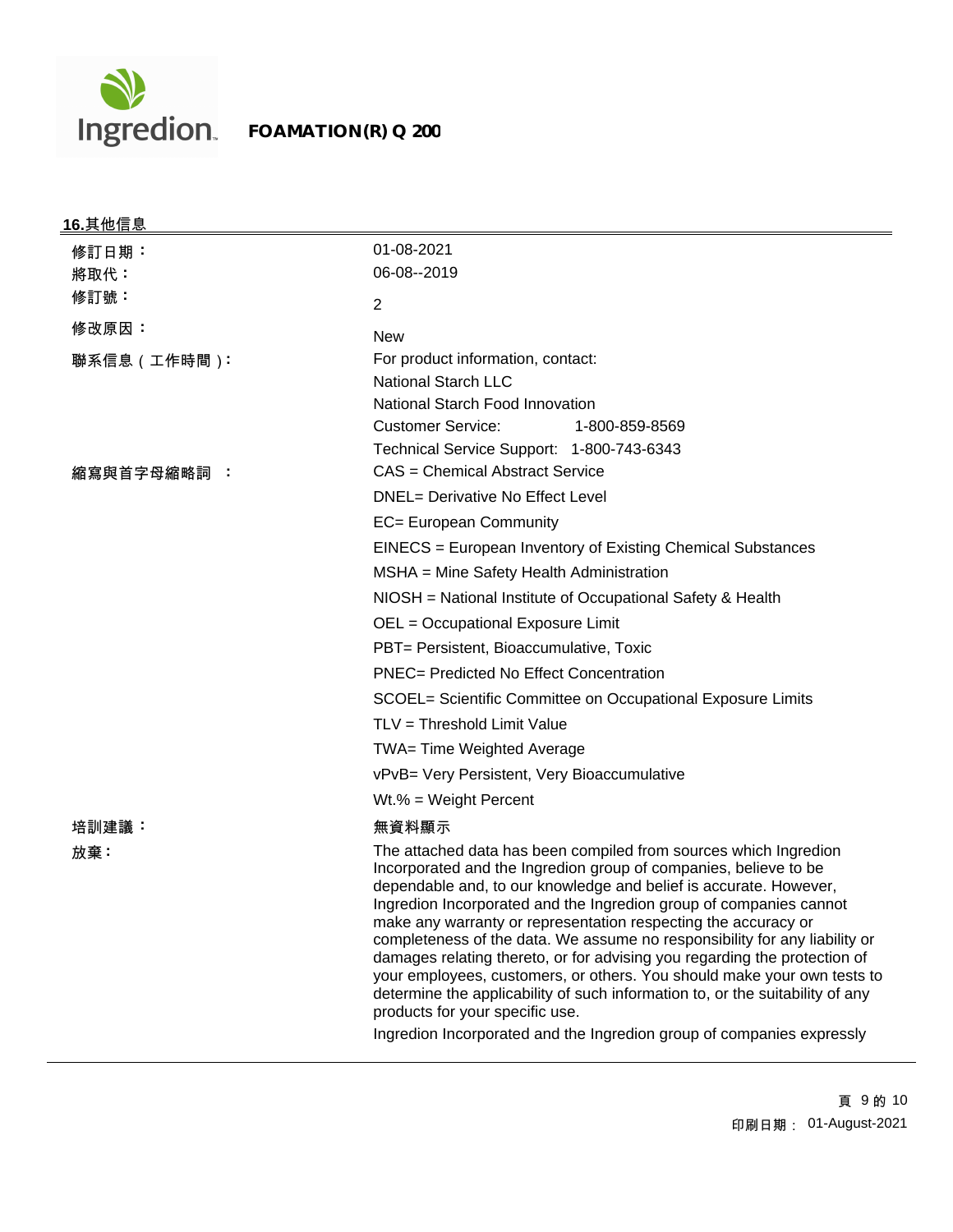## 16.其他信息

| | |
|---|---|
| 修訂日期： | 01-08-2021 |
| 將取代： | 06-08--2019 |
| 修訂號： | 2 |
| 修改原因： | New |
| 聯系信息（工作時間）: | For product information, contact:<br>National Starch LLC<br>National Starch Food Innovation<br>Customer Service: 1-800-859-8569<br>Technical Service Support: 1-800-743-6343 |
| 縮寫與首字母縮略詞 ： | CAS = Chemical Abstract Service<br>DNEL= Derivative No Effect Level<br>EC= European Community<br>EINECS = European Inventory of Existing Chemical Substances<br>MSHA = Mine Safety Health Administration<br>NIOSH = National Institute of Occupational Safety & Health<br>OEL = Occupational Exposure Limit<br>PBT= Persistent, Bioaccumulative, Toxic<br>PNEC= Predicted No Effect Concentration<br>SCOEL= Scientific Committee on Occupational Exposure Limits<br>TLV = Threshold Limit Value<br>TWA= Time Weighted Average<br>vPvB= Very Persistent, Very Bioaccumulative<br>Wt.% = Weight Percent |
| 培訓建議： | 無資料顯示 |
| 放棄: | The attached data has been compiled from sources which Ingredion Incorporated and the Ingredion group of companies, believe to be dependable and, to our knowledge and belief is accurate. However, Ingredion Incorporated and the Ingredion group of companies cannot make any warranty or representation respecting the accuracy or completeness of the data. We assume no responsibility for any liability or damages relating thereto, or for advising you regarding the protection of your employees, customers, or others. You should make your own tests to determine the applicability of such information to, or the suitability of any products for your specific use.<br>Ingredion Incorporated and the Ingredion group of companies expressly |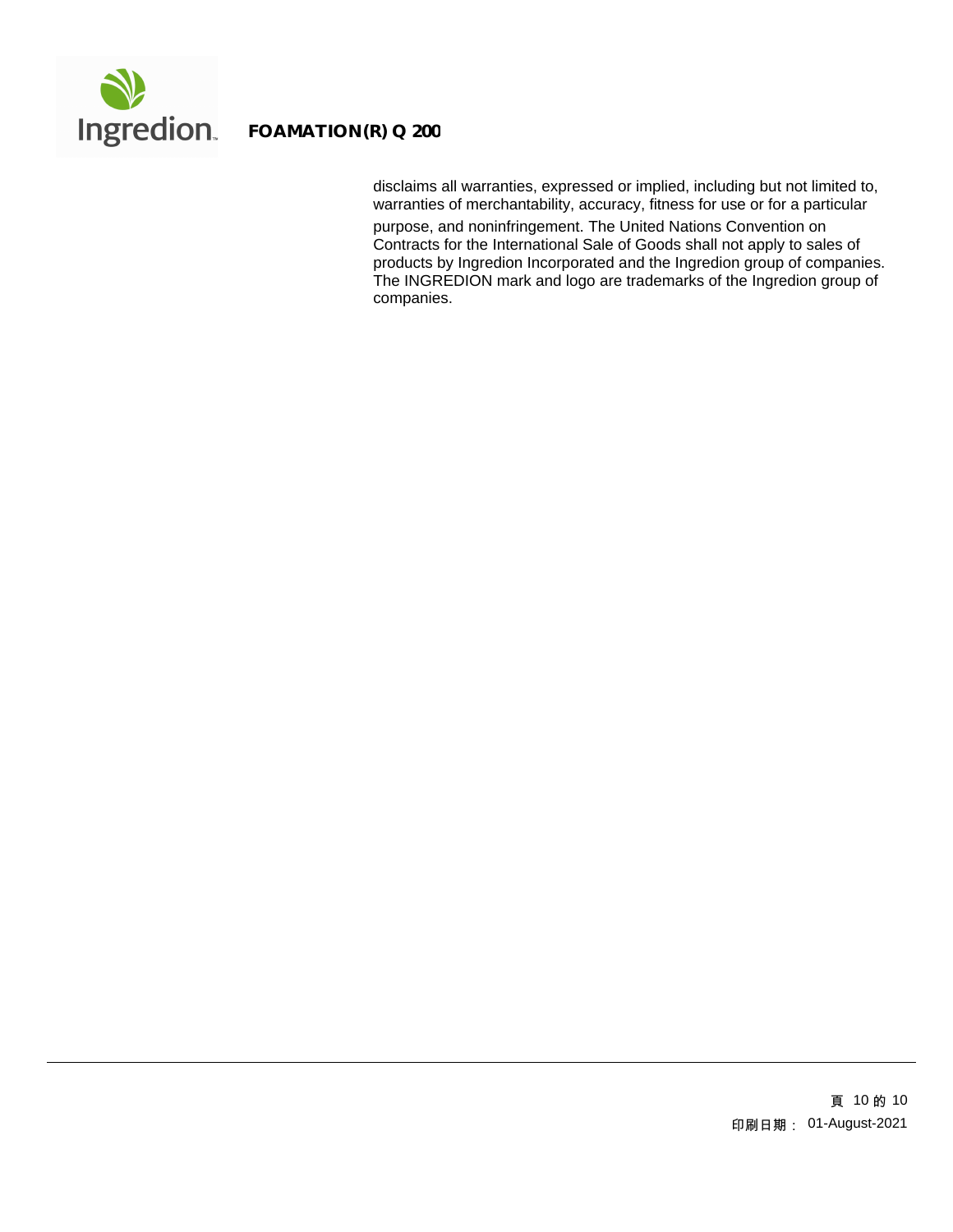disclaims all warranties, expressed or implied, including but not limited to, warranties of merchantability, accuracy, fitness for use or for a particular purpose, and noninfringement. The United Nations Convention on Contracts for the International Sale of Goods shall not apply to sales of products by Ingredion Incorporated and the Ingredion group of companies. The INGREDION mark and logo are trademarks of the Ingredion group of companies.